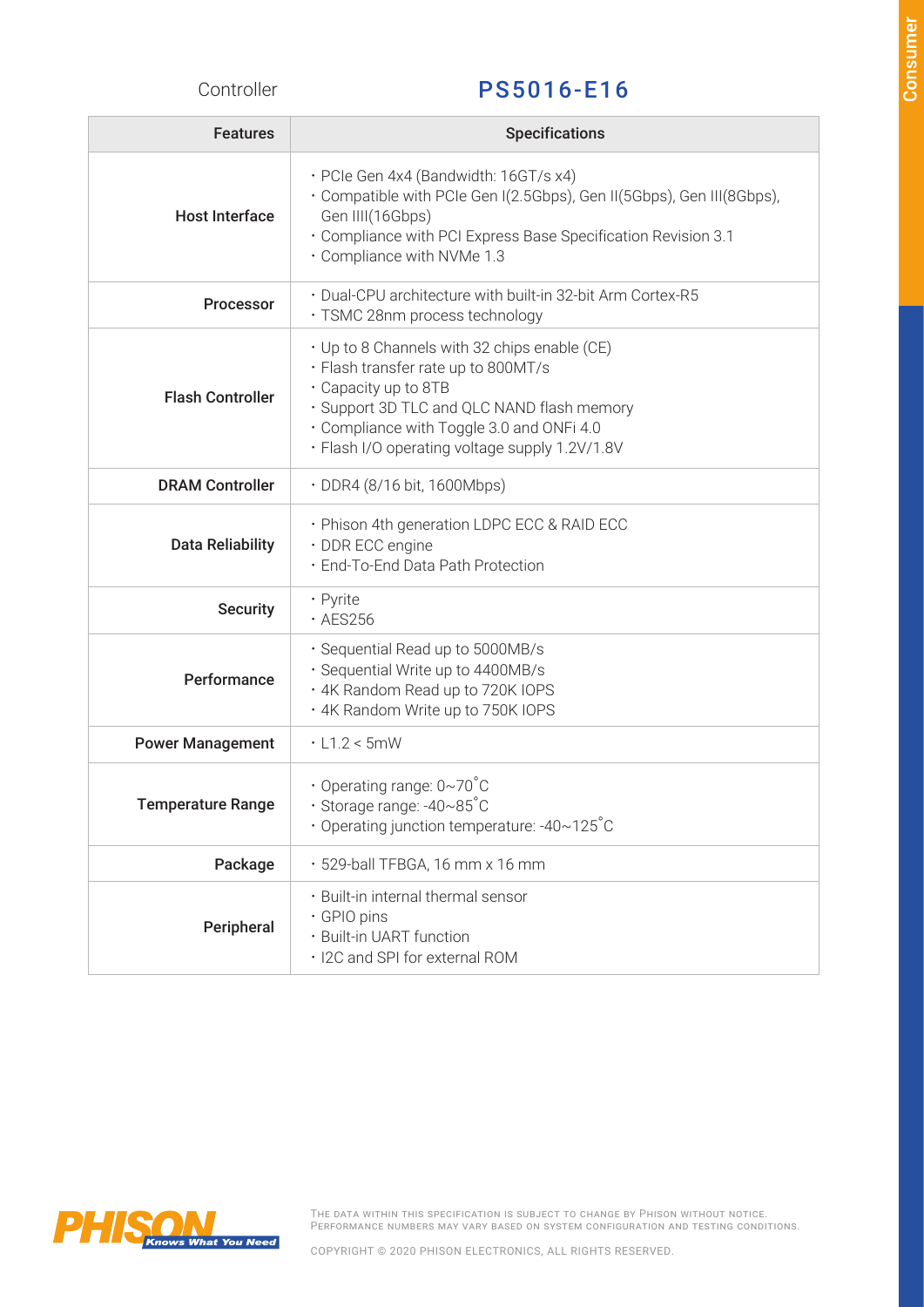Controller

# PS5016-E16

| Features | Specifications |
| --- | --- |
| Host Interface | · PCIe Gen 4x4 (Bandwidth: 16GT/s x4)<br>· Compatible with PCIe Gen I(2.5Gbps), Gen II(5Gbps), Gen III(8Gbps), Gen IIII(16Gbps)<br>· Compliance with PCI Express Base Specification Revision 3.1<br>· Compliance with NVMe 1.3 |
| Processor | · Dual-CPU architecture with built-in 32-bit Arm Cortex-R5<br>· TSMC 28nm process technology |
| Flash Controller | · Up to 8 Channels with 32 chips enable (CE)<br>· Flash transfer rate up to 800MT/s<br>· Capacity up to 8TB<br>· Support 3D TLC and QLC NAND flash memory<br>· Compliance with Toggle 3.0 and ONFi 4.0<br>· Flash I/O operating voltage supply 1.2V/1.8V |
| DRAM Controller | · DDR4 (8/16 bit, 1600Mbps) |
| Data Reliability | · Phison 4th generation LDPC ECC & RAID ECC<br>· DDR ECC engine<br>· End-To-End Data Path Protection |
| Security | · Pyrite<br>· AES256 |
| Performance | · Sequential Read up to 5000MB/s<br>· Sequential Write up to 4400MB/s<br>· 4K Random Read up to 720K IOPS<br>· 4K Random Write up to 750K IOPS |
| Power Management | · L1.2 < 5mW |
| Temperature Range | · Operating range: 0~70˚C<br>· Storage range: -40~85˚C<br>· Operating junction temperature: -40~125˚C |
| Package | · 529-ball TFBGA, 16 mm x 16 mm |
| Peripheral | · Built-in internal thermal sensor<br>· GPIO pins<br>· Built-in UART function<br>· I2C and SPI for external ROM |

THE DATA WITHIN THIS SPECIFICATION IS SUBJECT TO CHANGE BY PHISON WITHOUT NOTICE.
PERFORMANCE NUMBERS MAY VARY BASED ON SYSTEM CONFIGURATION AND TESTING CONDITIONS.

COPYRIGHT © 2020 PHISON ELECTRONICS, ALL RIGHTS RESERVED.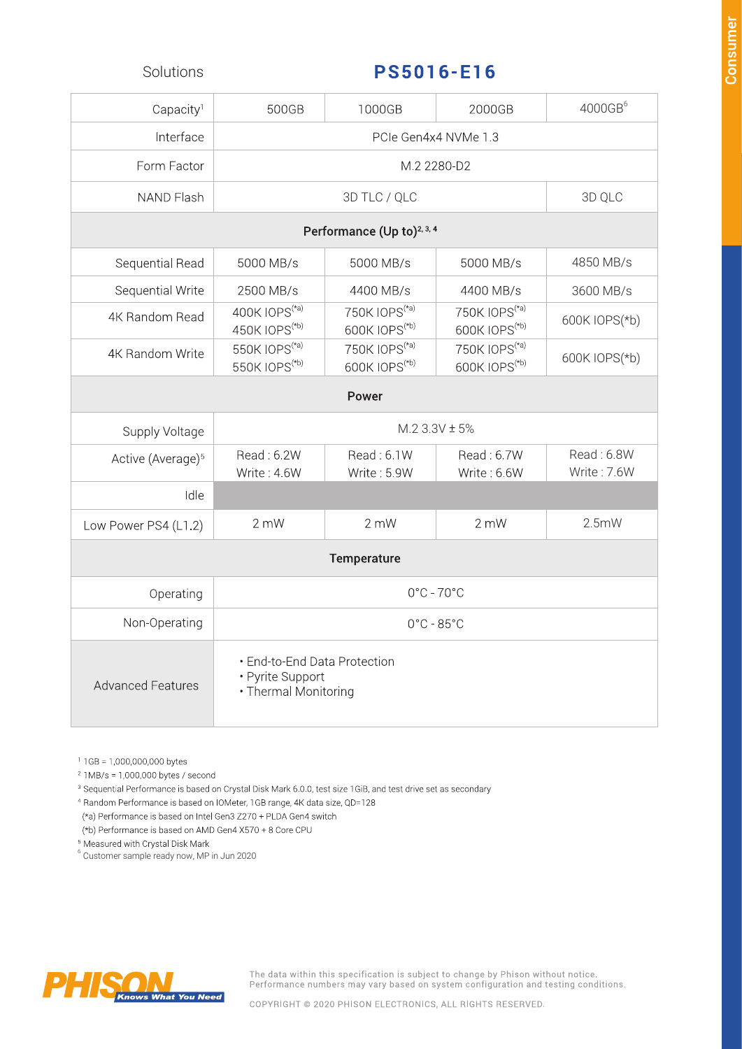Solutions

# PS5016-E16

| Capacity[1] | 500GB | 1000GB | 2000GB | 4000GB[6] |
|---|---|---|---|---|
| Interface | PCIe Gen4x4 NVMe 1.3 | | | |
| Form Factor | M.2 2280-D2 | | | |
| NAND Flash | 3D TLC / QLC | | | 3D QLC |
| **Performance (Up to)[2, 3, 4]** | | | | |
| Sequential Read | 5000 MB/s | 5000 MB/s | 5000 MB/s | 4850 MB/s |
| Sequential Write | 2500 MB/s | 4400 MB/s | 4400 MB/s | 3600 MB/s |
| 4K Random Read | 400K IOPS(*a)<br>450K IOPS(*b) | 750K IOPS(*a)<br>600K IOPS(*b) | 750K IOPS(*a)<br>600K IOPS(*b) | 600K IOPS(*b) |
| 4K Random Write | 550K IOPS(*a)<br>550K IOPS(*b) | 750K IOPS(*a)<br>600K IOPS(*b) | 750K IOPS(*a)<br>600K IOPS(*b) | 600K IOPS(*b) |
| **Power** | | | | |
| Supply Voltage | M.2 3.3V ± 5% | | | |
| Active (Average)[5] | Read : 6.2W<br>Write : 4.6W | Read : 6.1W<br>Write : 5.9W | Read : 6.7W<br>Write : 6.6W | Read : 6.8W<br>Write : 7.6W |
| Idle | | | | |
| Low Power PS4 (L1.2) | 2 mW | 2 mW | 2 mW | 2.5mW |
| **Temperature** | | | | |
| Operating | 0°C - 70°C | | | |
| Non-Operating | 0°C - 85°C | | | |
| Advanced Features | • End-to-End Data Protection<br>• Pyrite Support<br>• Thermal Monitoring | | | |

[1] 1GB = 1,000,000,000 bytes
[2] 1MB/s = 1,000,000 bytes / second
[3] Sequential Performance is based on Crystal Disk Mark 6.0.0, test size 1GiB, and test drive set as secondary
[4] Random Performance is based on IOMeter, 1GB range, 4K data size, QD=128
(*a) Performance is based on Intel Gen3 Z270 + PLDA Gen4 switch
(*b) Performance is based on AMD Gen4 X570 + 8 Core CPU
[5] Measured with Crystal Disk Mark
[6] Customer sample ready now, MP in Jun 2020

The data within this specification is subject to change by Phison without notice.
Performance numbers may vary based on system configuration and testing conditions.

COPYRIGHT © 2020 PHISON ELECTRONICS, ALL RIGHTS RESERVED.